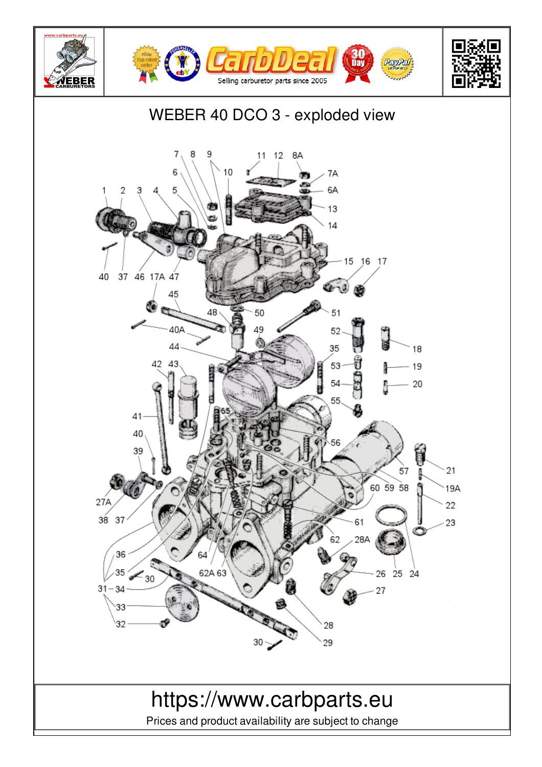# WEBER 40 DCO 3 - exploded view

https://www.carbparts.eu

Prices and product availability are subject to change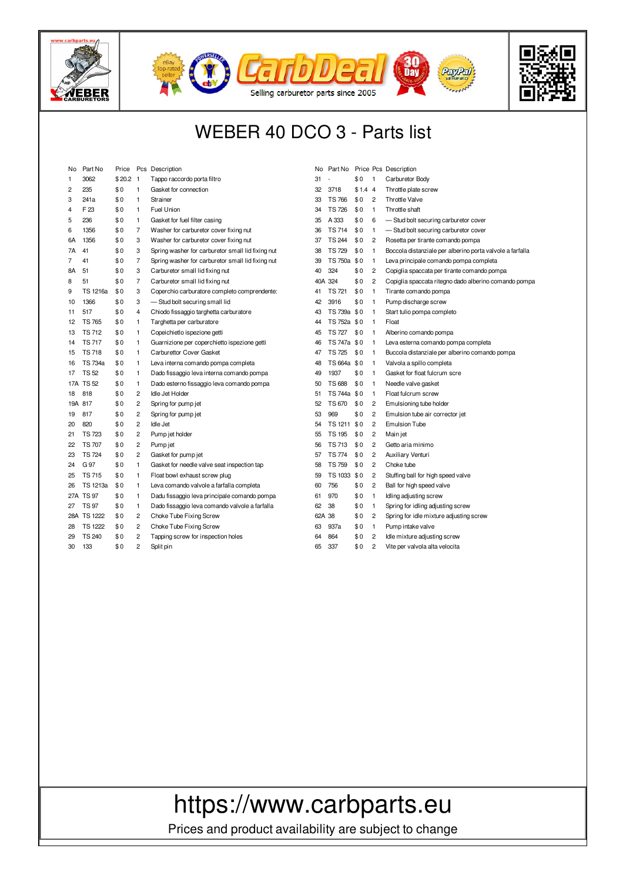# WEBER 40 DCO 3 - Parts list

| No | Part No | Price | Pcs | Description |
|---|---|---|---|---|
| 1 | 3062 | $ 20.2 | 1 | Tappo raccordo porta filtro |
| 2 | 235 | $ 0 | 1 | Gasket for connection |
| 3 | 241a | $ 0 | 1 | Strainer |
| 4 | F 23 | $ 0 | 1 | Fuel Union |
| 5 | 236 | $ 0 | 1 | Gasket for fuel filter casing |
| 6 | 1356 | $ 0 | 7 | Washer for carburetor cover fixing nut |
| 6A | 1356 | $ 0 | 3 | Washer for carburetor cover fixing nut |
| 7A | 41 | $ 0 | 3 | Spring washer for carburetor small lid fixing nut |
| 7 | 41 | $ 0 | 7 | Spring washer for carburetor small lid fixing nut |
| 8A | 51 | $ 0 | 3 | Carburetor small lid fixing nut |
| 8 | 51 | $ 0 | 7 | Carburetor small lid fixing nut |
| 9 | TS 1216a | $ 0 | 3 | Coperchio carburatore completo comprendente: |
| 10 | 1366 | $ 0 | 3 | — Stud bolt securing small lid |
| 11 | 517 | $ 0 | 4 | Chiodo fissaggio targhetta carburatore |
| 12 | TS 765 | $ 0 | 1 | Targhetta per carburatore |
| 13 | TS 712 | $ 0 | 1 | Copeichietlo ispezione getti |
| 14 | TS 717 | $ 0 | 1 | Guarnizione per coperchietto ispezione getti |
| 15 | TS 718 | $ 0 | 1 | Carburettor Cover Gasket |
| 16 | TS 734a | $ 0 | 1 | Leva interna comando pompa completa |
| 17 | TS 52 | $ 0 | 1 | Dado fissaggio leva interna comando pompa |
| 17A | TS 52 | $ 0 | 1 | Dado esterno fissaggio leva comando pompa |
| 18 | 818 | $ 0 | 2 | Idle Jet Holder |
| 19A | 817 | $ 0 | 2 | Spring for pump jet |
| 19 | 817 | $ 0 | 2 | Spring for pump jet |
| 20 | 820 | $ 0 | 2 | Idle Jet |
| 21 | TS 723 | $ 0 | 2 | Pump jet holder |
| 22 | TS 707 | $ 0 | 2 | Pump jet |
| 23 | TS 724 | $ 0 | 2 | Gasket for pump jet |
| 24 | G 97 | $ 0 | 1 | Gasket for needle valve seat inspection tap |
| 25 | TS 715 | $ 0 | 1 | Float bowl exhaust screw plug |
| 26 | TS 1213a | $ 0 | 1 | Leva comando valvole a farfalla completa |
| 27A | TS 97 | $ 0 | 1 | Dadu fissaggio leva principale comando pompa |
| 27 | TS 97 | $ 0 | 1 | Dado fissaggio leva comando valvole a farfalla |
| 28A | TS 1222 | $ 0 | 2 | Choke Tube Fixing Screw |
| 28 | TS 1222 | $ 0 | 2 | Choke Tube Fixing Screw |
| 29 | TS 240 | $ 0 | 2 | Tapping screw for inspection holes |
| 30 | 133 | $ 0 | 2 | Split pin |
| 31 | - | $ 0 | 1 | Carburetor Body |
| 32 | 3718 | $ 1.4 | 4 | Throttle plate screw |
| 33 | TS 766 | $ 0 | 2 | Throttle Valve |
| 34 | TS 726 | $ 0 | 1 | Throttle shaft |
| 35 | A 333 | $ 0 | 6 | — Stud bolt securing carburetor cover |
| 36 | TS 714 | $ 0 | 1 | — Stud bolt securing carburetor cover |
| 37 | TS 244 | $ 0 | 2 | Rosetta per tirante comando pompa |
| 38 | TS 729 | $ 0 | 1 | Boccola distanziale per alberino porta valvole a farfalla |
| 39 | TS 750a | $ 0 | 1 | Leva principale comando pompa completa |
| 40 | 324 | $ 0 | 2 | Copiglia spaccata per tirante comando pompa |
| 40A | 324 | $ 0 | 2 | Copiglia spaccata ritegno dado alberino comando pompa |
| 41 | TS 721 | $ 0 | 1 | Tirante comando pompa |
| 42 | 3916 | $ 0 | 1 | Pump discharge screw |
| 43 | TS 739a | $ 0 | 1 | Start tulio pompa completo |
| 44 | TS 752a | $ 0 | 1 | Float |
| 45 | TS 727 | $ 0 | 1 | Alberino comando pompa |
| 46 | TS 747a | $ 0 | 1 | Leva esterna comando pompa completa |
| 47 | TS 725 | $ 0 | 1 | Buccola distanziale per alberino comando pompa |
| 48 | TS 664a | $ 0 | 1 | Valvola a spillo completa |
| 49 | 1937 | $ 0 | 1 | Gasket for float fulcrum scre |
| 50 | TS 688 | $ 0 | 1 | Needle valve gasket |
| 51 | TS 744a | $ 0 | 1 | Float fulcrum screw |
| 52 | TS 670 | $ 0 | 2 | Emulsioning tube holder |
| 53 | 969 | $ 0 | 2 | Emulsion tube air corrector jet |
| 54 | TS 1211 | $ 0 | 2 | Emulsion Tube |
| 55 | TS 195 | $ 0 | 2 | Main jet |
| 56 | TS 713 | $ 0 | 2 | Getto aria minimo |
| 57 | TS 774 | $ 0 | 2 | Auxiliary Venturi |
| 58 | TS 759 | $ 0 | 2 | Choke tube |
| 59 | TS 1033 | $ 0 | 2 | Stuffing ball for high speed valve |
| 60 | 756 | $ 0 | 2 | Ball for high speed valve |
| 61 | 970 | $ 0 | 1 | Idling adjusting screw |
| 62 | 38 | $ 0 | 1 | Spring for idling adjusting screw |
| 62A | 38 | $ 0 | 2 | Spring for idle mixture adjusting screw |
| 63 | 937a | $ 0 | 1 | Pump intake valve |
| 64 | 864 | $ 0 | 2 | Idle mixture adjusting screw |
| 65 | 337 | $ 0 | 2 | Vite per valvola alta velocita |

https://www.carbparts.eu

Prices and product availability are subject to change